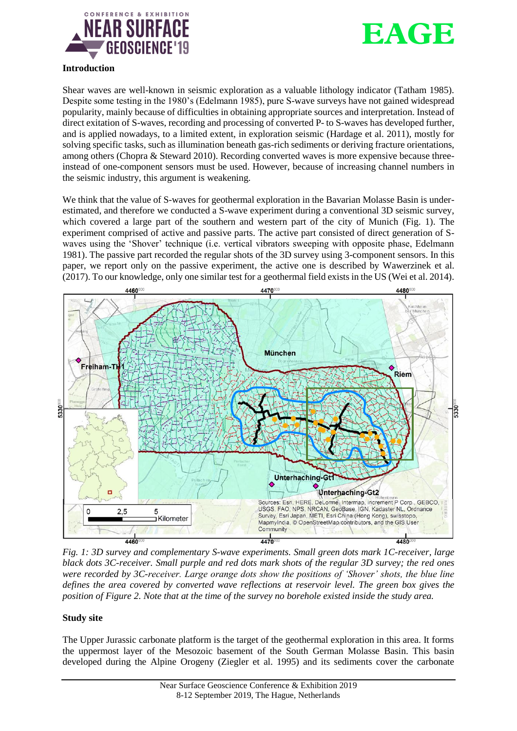## Introduction

Shear waves are well-known in seismic exploration as a valuable lithology indicator (Tatham 1985). Despite some testing in the 1980's (Edelmann 1985), pure S-wave surveys have not gained widespread popularity, mainly because of difficulties in obtaining appropriate sources and interpretation. Instead of direct exitation of S-waves, recording and processing of converted P- to S-waves has developed further, and is applied nowadays, to a limited extent, in exploration seismic (Hardage et al. 2011), mostly for solving specific tasks, such as illumination beneath gas-rich sediments or deriving fracture orientations, among others (Chopra & Steward 2010). Recording converted waves is more expensive because three- instead of one-component sensors must be used. However, because of increasing channel numbers in the seismic industry, this argument is weakening.

We think that the value of S-waves for geothermal exploration in the Bavarian Molasse Basin is under-estimated, and therefore we conducted a S-wave experiment during a conventional 3D seismic survey, which covered a large part of the southern and western part of the city of Munich (Fig. 1). The experiment comprised of active and passive parts. The active part consisted of direct generation of S-waves using the 'Shover' technique (i.e. vertical vibrators sweeping with opposite phase, Edelmann 1981). The passive part recorded the regular shots of the 3D survey using 3-component sensors. In this paper, we report only on the passive experiment, the active one is described by Wawerzinek et al. (2017). To our knowledge, only one similar test for a geothermal field exists in the US (Wei et al. 2014).

*Fig. 1: 3D survey and complementary S-wave experiments. Small green dots mark 1C-receiver, large black dots 3C-receiver. Small purple and red dots mark shots of the regular 3D survey; the red ones were recorded by 3C-receiver. Large orange dots show the positions of 'Shover' shots, the blue line defines the area covered by converted wave reflections at reservoir level. The green box gives the position of Figure 2. Note that at the time of the survey no borehole existed inside the study area.*

## Study site

The Upper Jurassic carbonate platform is the target of the geothermal exploration in this area. It forms the uppermost layer of the Mesozoic basement of the South German Molasse Basin. This basin developed during the Alpine Orogeny (Ziegler et al. 1995) and its sediments cover the carbonate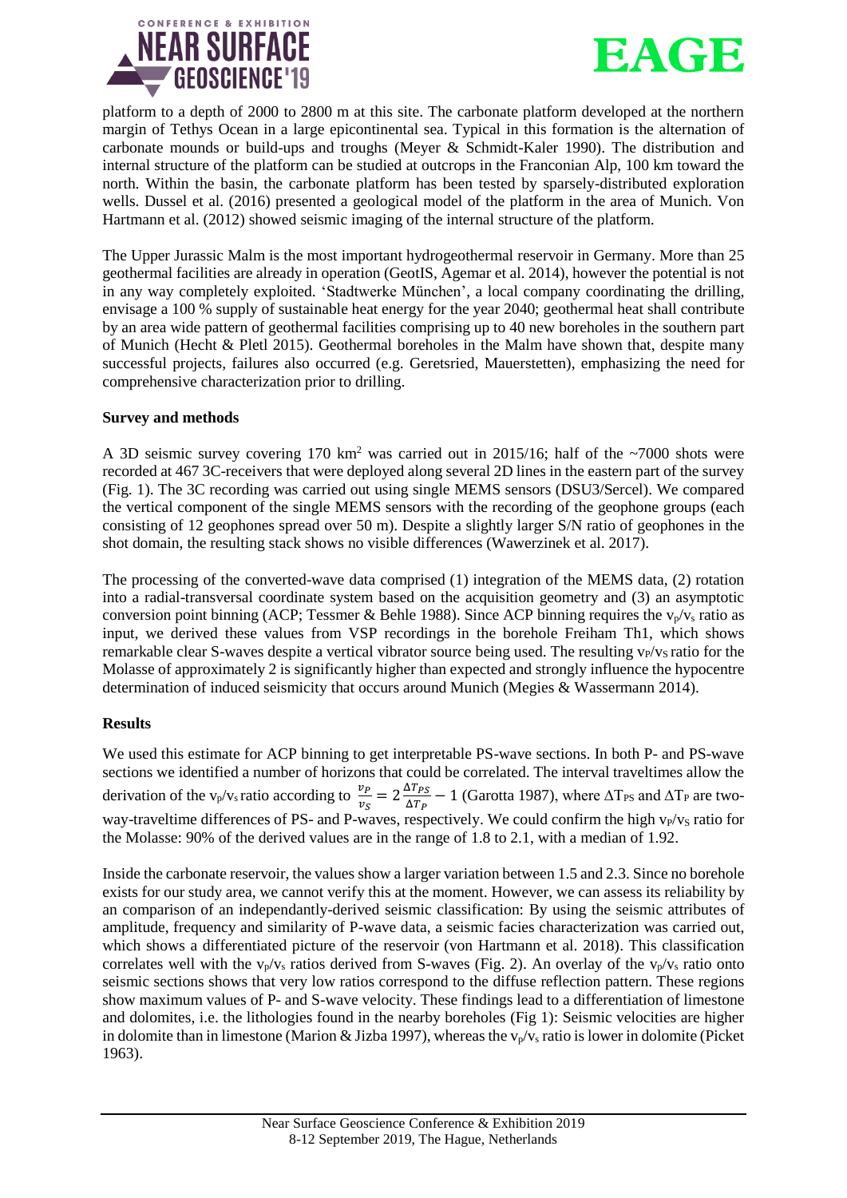platform to a depth of 2000 to 2800 m at this site. The carbonate platform developed at the northern margin of Tethys Ocean in a large epicontinental sea. Typical in this formation is the alternation of carbonate mounds or build-ups and troughs (Meyer & Schmidt-Kaler 1990). The distribution and internal structure of the platform can be studied at outcrops in the Franconian Alp, 100 km toward the north. Within the basin, the carbonate platform has been tested by sparsely-distributed exploration wells. Dussel et al. (2016) presented a geological model of the platform in the area of Munich. Von Hartmann et al. (2012) showed seismic imaging of the internal structure of the platform.

The Upper Jurassic Malm is the most important hydrogeothermal reservoir in Germany. More than 25 geothermal facilities are already in operation (GeotIS, Agemar et al. 2014), however the potential is not in any way completely exploited. 'Stadtwerke München', a local company coordinating the drilling, envisage a 100 % supply of sustainable heat energy for the year 2040; geothermal heat shall contribute by an area wide pattern of geothermal facilities comprising up to 40 new boreholes in the southern part of Munich (Hecht & Pletl 2015). Geothermal boreholes in the Malm have shown that, despite many successful projects, failures also occurred (e.g. Geretsried, Mauerstetten), emphasizing the need for comprehensive characterization prior to drilling.

**Survey and methods**

A 3D seismic survey covering 170 km$^2$ was carried out in 2015/16; half of the ~7000 shots were recorded at 467 3C-receivers that were deployed along several 2D lines in the eastern part of the survey (Fig. 1). The 3C recording was carried out using single MEMS sensors (DSU3/Sercel). We compared the vertical component of the single MEMS sensors with the recording of the geophone groups (each consisting of 12 geophones spread over 50 m). Despite a slightly larger S/N ratio of geophones in the shot domain, the resulting stack shows no visible differences (Wawerzinek et al. 2017).

The processing of the converted-wave data comprised (1) integration of the MEMS data, (2) rotation into a radial-transversal coordinate system based on the acquisition geometry and (3) an asymptotic conversion point binning (ACP; Tessmer & Behle 1988). Since ACP binning requires the $v_p/v_s$ ratio as input, we derived these values from VSP recordings in the borehole Freiham Th1, which shows remarkable clear S-waves despite a vertical vibrator source being used. The resulting $v_P/v_S$ ratio for the Molasse of approximately 2 is significantly higher than expected and strongly influence the hypocentre determination of induced seismicity that occurs around Munich (Megies & Wassermann 2014).

**Results**

We used this estimate for ACP binning to get interpretable PS-wave sections. In both P- and PS-wave sections we identified a number of horizons that could be correlated. The interval traveltimes allow the derivation of the $v_p/v_s$ ratio according to $\frac{v_P}{v_S} = 2\frac{\Delta T_{PS}}{\Delta T_P} - 1$ (Garotta 1987), where $\Delta T_{PS}$ and $\Delta T_P$ are two-way-traveltime differences of PS- and P-waves, respectively. We could confirm the high $v_P/v_S$ ratio for the Molasse: 90% of the derived values are in the range of 1.8 to 2.1, with a median of 1.92.

Inside the carbonate reservoir, the values show a larger variation between 1.5 and 2.3. Since no borehole exists for our study area, we cannot verify this at the moment. However, we can assess its reliability by an comparison of an independantly-derived seismic classification: By using the seismic attributes of amplitude, frequency and similarity of P-wave data, a seismic facies characterization was carried out, which shows a differentiated picture of the reservoir (von Hartmann et al. 2018). This classification correlates well with the $v_p/v_s$ ratios derived from S-waves (Fig. 2). An overlay of the $v_p/v_s$ ratio onto seismic sections shows that very low ratios correspond to the diffuse reflection pattern. These regions show maximum values of P- and S-wave velocity. These findings lead to a differentiation of limestone and dolomites, i.e. the lithologies found in the nearby boreholes (Fig 1): Seismic velocities are higher in dolomite than in limestone (Marion & Jizba 1997), whereas the $v_p/v_s$ ratio is lower in dolomite (Picket 1963).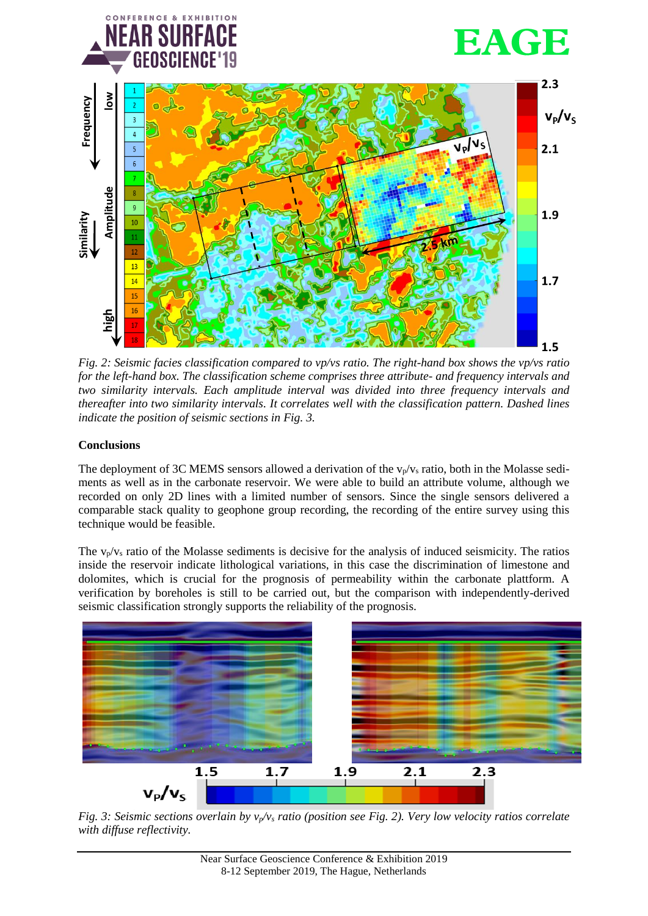*Fig. 2: Seismic facies classification compared to vp/vs ratio. The right-hand box shows the vp/vs ratio for the left-hand box. The classification scheme comprises three attribute- and frequency intervals and two similarity intervals. Each amplitude interval was divided into three frequency intervals and thereafter into two similarity intervals. It correlates well with the classification pattern. Dashed lines indicate the position of seismic sections in Fig. 3.*

**Conclusions**

The deployment of 3C MEMS sensors allowed a derivation of the $v_p/v_s$ ratio, both in the Molasse sediments as well as in the carbonate reservoir. We were able to build an attribute volume, although we recorded on only 2D lines with a limited number of sensors. Since the single sensors delivered a comparable stack quality to geophone group recording, the recording of the entire survey using this technique would be feasible.

The $v_p/v_s$ ratio of the Molasse sediments is decisive for the analysis of induced seismicity. The ratios inside the reservoir indicate lithological variations, in this case the discrimination of limestone and dolomites, which is crucial for the prognosis of permeability within the carbonate plattform. A verification by boreholes is still to be carried out, but the comparison with independently-derived seismic classification strongly supports the reliability of the prognosis.

*Fig. 3: Seismic sections overlain by $v_p/v_s$ ratio (position see Fig. 2). Very low velocity ratios correlate with diffuse reflectivity.*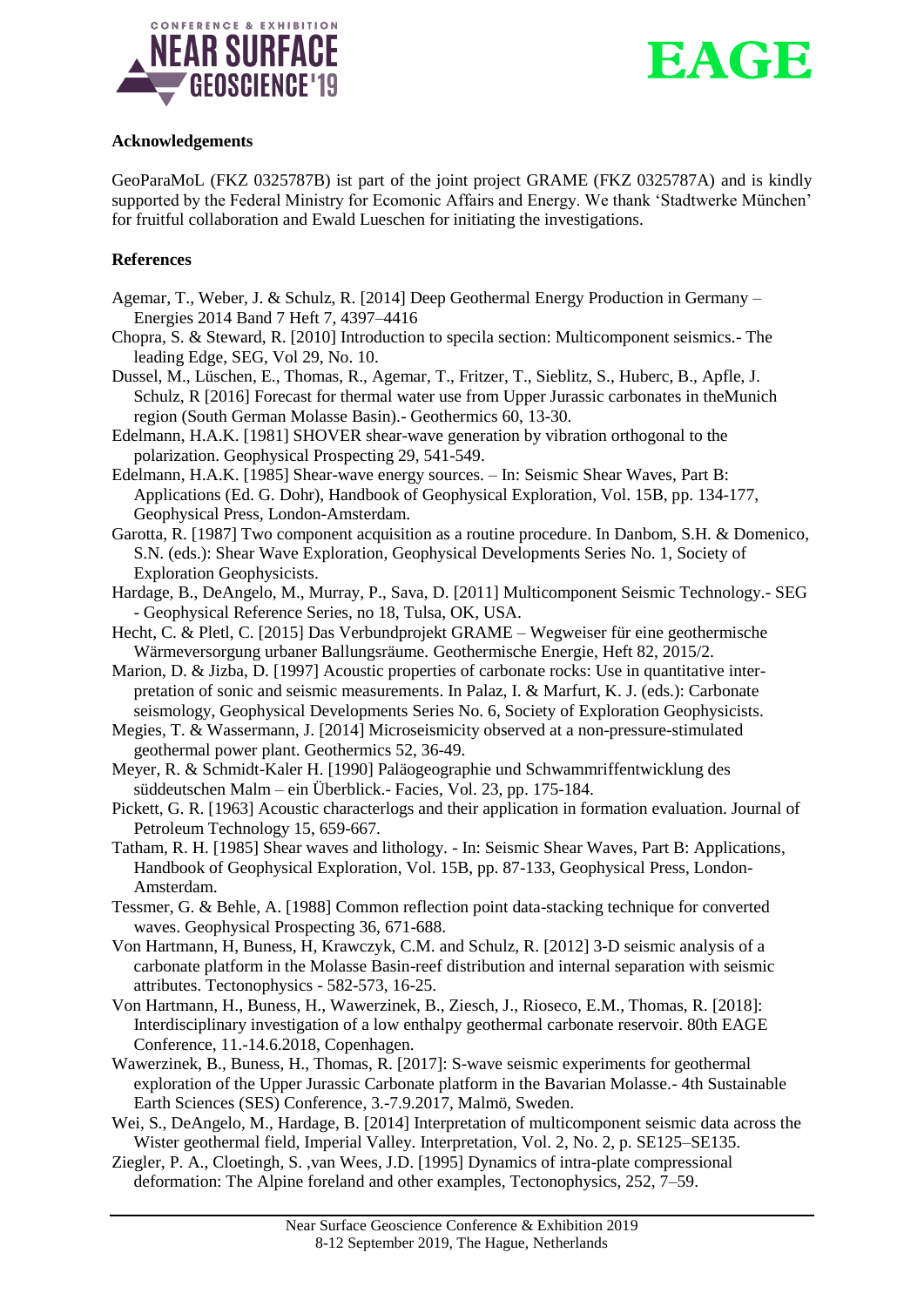### Acknowledgements

GeoParaMoL (FKZ 0325787B) ist part of the joint project GRAME (FKZ 0325787A) and is kindly supported by the Federal Ministry for Ecomonic Affairs and Energy. We thank 'Stadtwerke München' for fruitful collaboration and Ewald Lueschen for initiating the investigations.

### References

Agemar, T., Weber, J. & Schulz, R. [2014] Deep Geothermal Energy Production in Germany – Energies 2014 Band 7 Heft 7, 4397–4416

Chopra, S. & Steward, R. [2010] Introduction to specila section: Multicomponent seismics.- The leading Edge, SEG, Vol 29, No. 10.

Dussel, M., Lüschen, E., Thomas, R., Agemar, T., Fritzer, T., Sieblitz, S., Huberc, B., Apfle, J. Schulz, R [2016] Forecast for thermal water use from Upper Jurassic carbonates in theMunich region (South German Molasse Basin).- Geothermics 60, 13-30.

Edelmann, H.A.K. [1981] SHOVER shear-wave generation by vibration orthogonal to the polarization. Geophysical Prospecting 29, 541-549.

Edelmann, H.A.K. [1985] Shear-wave energy sources. – In: Seismic Shear Waves, Part B: Applications (Ed. G. Dohr), Handbook of Geophysical Exploration, Vol. 15B, pp. 134-177, Geophysical Press, London-Amsterdam.

Garotta, R. [1987] Two component acquisition as a routine procedure. In Danbom, S.H. & Domenico, S.N. (eds.): Shear Wave Exploration, Geophysical Developments Series No. 1, Society of Exploration Geophysicists.

Hardage, B., DeAngelo, M., Murray, P., Sava, D. [2011] Multicomponent Seismic Technology.- SEG - Geophysical Reference Series, no 18, Tulsa, OK, USA.

Hecht, C. & Pletl, C. [2015] Das Verbundprojekt GRAME – Wegweiser für eine geothermische Wärmeversorgung urbaner Ballungsräume. Geothermische Energie, Heft 82, 2015/2.

Marion, D. & Jizba, D. [1997] Acoustic properties of carbonate rocks: Use in quantitative interpretation of sonic and seismic measurements. In Palaz, I. & Marfurt, K. J. (eds.): Carbonate seismology, Geophysical Developments Series No. 6, Society of Exploration Geophysicists.

Megies, T. & Wassermann, J. [2014] Microseismicity observed at a non-pressure-stimulated geothermal power plant. Geothermics 52, 36-49.

Meyer, R. & Schmidt-Kaler H. [1990] Paläogeographie und Schwammriffentwicklung des süddeutschen Malm – ein Überblick.- Facies, Vol. 23, pp. 175-184.

Pickett, G. R. [1963] Acoustic characterlogs and their application in formation evaluation. Journal of Petroleum Technology 15, 659-667.

Tatham, R. H. [1985] Shear waves and lithology. - In: Seismic Shear Waves, Part B: Applications, Handbook of Geophysical Exploration, Vol. 15B, pp. 87-133, Geophysical Press, London-Amsterdam.

Tessmer, G. & Behle, A. [1988] Common reflection point data-stacking technique for converted waves. Geophysical Prospecting 36, 671-688.

Von Hartmann, H, Buness, H, Krawczyk, C.M. and Schulz, R. [2012] 3-D seismic analysis of a carbonate platform in the Molasse Basin-reef distribution and internal separation with seismic attributes. Tectonophysics - 582-573, 16-25.

Von Hartmann, H., Buness, H., Wawerzinek, B., Ziesch, J., Rioseco, E.M., Thomas, R. [2018]: Interdisciplinary investigation of a low enthalpy geothermal carbonate reservoir. 80th EAGE Conference, 11.-14.6.2018, Copenhagen.

Wawerzinek, B., Buness, H., Thomas, R. [2017]: S-wave seismic experiments for geothermal exploration of the Upper Jurassic Carbonate platform in the Bavarian Molasse.- 4th Sustainable Earth Sciences (SES) Conference, 3.-7.9.2017, Malmö, Sweden.

Wei, S., DeAngelo, M., Hardage, B. [2014] Interpretation of multicomponent seismic data across the Wister geothermal field, Imperial Valley. Interpretation, Vol. 2, No. 2, p. SE125–SE135.

Ziegler, P. A., Cloetingh, S. ,van Wees, J.D. [1995] Dynamics of intra-plate compressional deformation: The Alpine foreland and other examples, Tectonophysics, 252, 7–59.